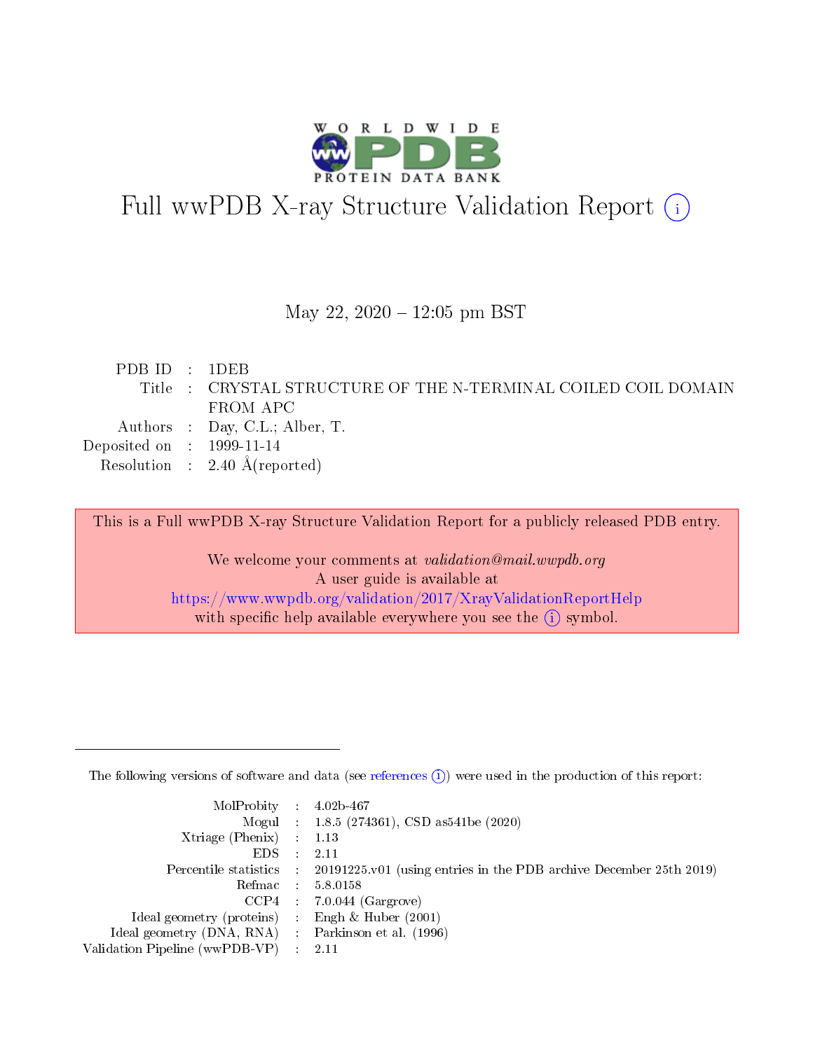# Full wwPDB X-ray Structure Validation Report (i)

May 22, 2020 – 12:05 pm BST

| | | |
|---|---|---|
| PDB ID | : | 1DEB |
| Title | : | CRYSTAL STRUCTURE OF THE N-TERMINAL COILED COIL DOMAIN FROM APC |
| Authors | : | Day, C.L.; Alber, T. |
| Deposited on | : | 1999-11-14 |
| Resolution | : | 2.40 Å(reported) |

This is a Full wwPDB X-ray Structure Validation Report for a publicly released PDB entry.

We welcome your comments at *validation@mail.wwpdb.org*
A user guide is available at
https://www.wwpdb.org/validation/2017/XrayValidationReportHelp
with specific help available everywhere you see the (i) symbol.

---

The following versions of software and data (see references (i)) were used in the production of this report:

| | | |
|---|---|---|
| MolProbity | : | 4.02b-467 |
| Mogul | : | 1.8.5 (274361), CSD as541be (2020) |
| Xtriage (Phenix) | : | 1.13 |
| EDS | : | 2.11 |
| Percentile statistics | : | 20191225.v01 (using entries in the PDB archive December 25th 2019) |
| Refmac | : | 5.8.0158 |
| CCP4 | : | 7.0.044 (Gargrove) |
| Ideal geometry (proteins) | : | Engh & Huber (2001) |
| Ideal geometry (DNA, RNA) | : | Parkinson et al. (1996) |
| Validation Pipeline (wwPDB-VP) | : | 2.11 |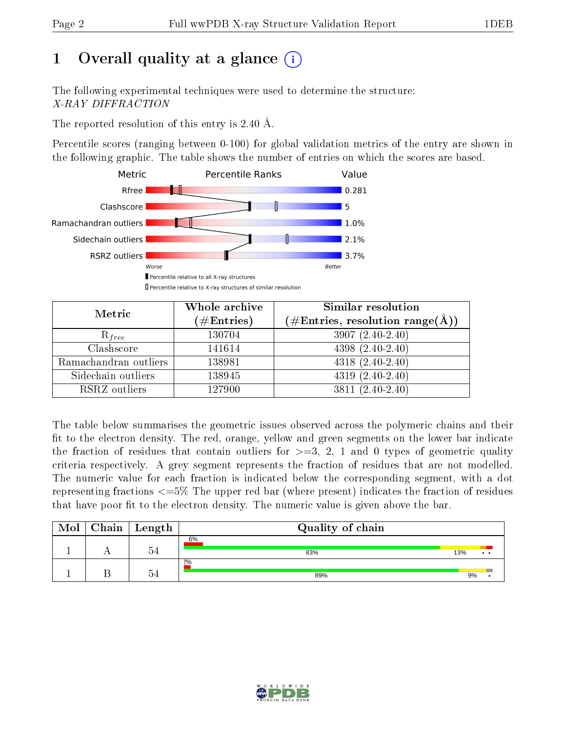# 1 Overall quality at a glance (i)

The following experimental techniques were used to determine the structure:
*X-RAY DIFFRACTION*

The reported resolution of this entry is 2.40 Å.

Percentile scores (ranging between 0-100) for global validation metrics of the entry are shown in the following graphic. The table shows the number of entries on which the scores are based.

| Metric | Value |
|---|---|
| Rfree | 0.281 |
| Clashscore | 5 |
| Ramachandran outliers | 1.0% |
| Sidechain outliers | 2.1% |
| RSRZ outliers | 3.7% |

Worse — Better

▮ Percentile relative to all X-ray structures
▯ Percentile relative to X-ray structures of similar resolution

| Metric | Whole archive (#Entries) | Similar resolution (#Entries, resolution range(Å)) |
|---|---|---|
| $R_{free}$ | 130704 | 3907 (2.40-2.40) |
| Clashscore | 141614 | 4398 (2.40-2.40) |
| Ramachandran outliers | 138981 | 4318 (2.40-2.40) |
| Sidechain outliers | 138945 | 4319 (2.40-2.40) |
| RSRZ outliers | 127900 | 3811 (2.40-2.40) |

The table below summarises the geometric issues observed across the polymeric chains and their fit to the electron density. The red, orange, yellow and green segments on the lower bar indicate the fraction of residues that contain outliers for >=3, 2, 1 and 0 types of geometric quality criteria respectively. A grey segment represents the fraction of residues that are not modelled. The numeric value for each fraction is indicated below the corresponding segment, with a dot representing fractions <=5% The upper red bar (where present) indicates the fraction of residues that have poor fit to the electron density. The numeric value is given above the bar.

| Mol | Chain | Length | Quality of chain |
|---|---|---|---|
| 1 | A | 54 | 6% / 83% / 13% / • • |
| 1 | B | 54 | 2% / 89% / 9% / • |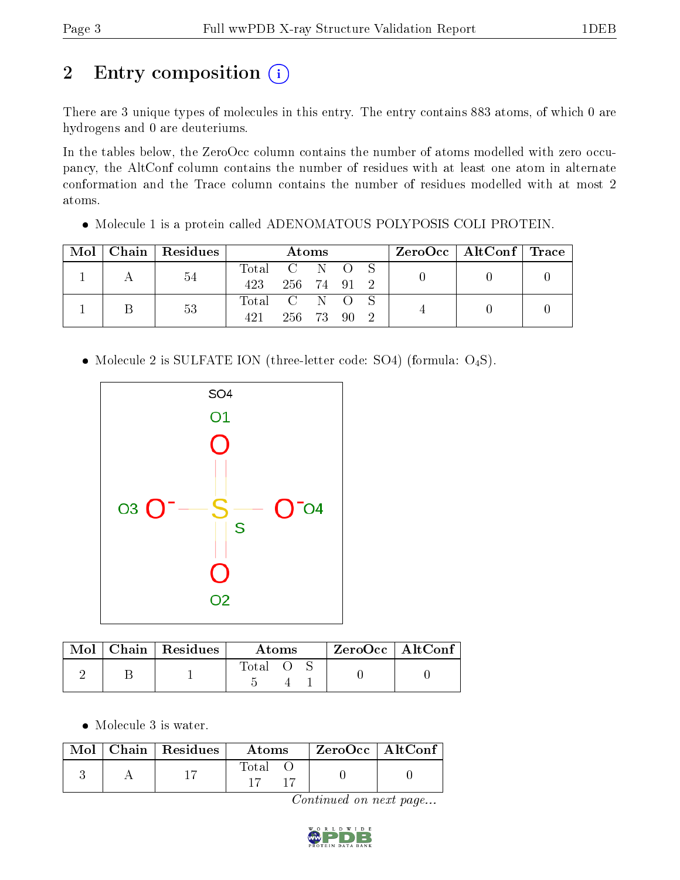# 2 Entry composition

There are 3 unique types of molecules in this entry. The entry contains 883 atoms, of which 0 are hydrogens and 0 are deuteriums.

In the tables below, the ZeroOcc column contains the number of atoms modelled with zero occupancy, the AltConf column contains the number of residues with at least one atom in alternate conformation and the Trace column contains the number of residues modelled with at most 2 atoms.

- Molecule 1 is a protein called ADENOMATOUS POLYPOSIS COLI PROTEIN.

| Mol | Chain | Residues | Atoms | | | | | ZeroOcc | AltConf | Trace |
|---|---|---|---|---|---|---|---|---|---|---|
| | | | Total | C | N | O | S | | | |
| 1 | A | 54 | 423 | 256 | 74 | 91 | 2 | 0 | 0 | 0 |
| 1 | B | 53 | 421 | 256 | 73 | 90 | 2 | 4 | 0 | 0 |

- Molecule 2 is SULFATE ION (three-letter code: SO4) (formula: $O_4S$).

| Mol | Chain | Residues | Atoms | | | ZeroOcc | AltConf |
|---|---|---|---|---|---|---|---|
| | | | Total | O | S | | |
| 2 | B | 1 | 5 | 4 | 1 | 0 | 0 |

- Molecule 3 is water.

| Mol | Chain | Residues | Atoms | | ZeroOcc | AltConf |
|---|---|---|---|---|---|---|
| | | | Total | O | | |
| 3 | A | 17 | 17 | 17 | 0 | 0 |

*Continued on next page...*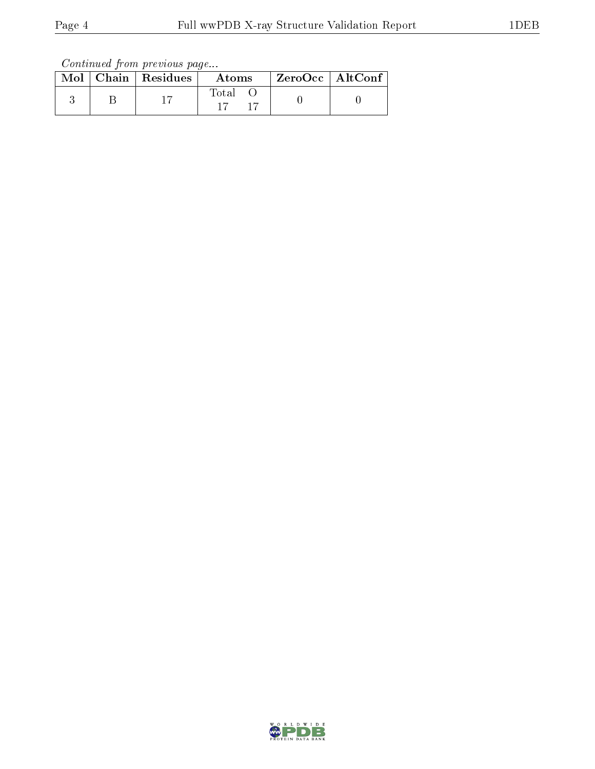*Continued from previous page...*

| Mol | Chain | Residues | Atoms | | ZeroOcc | AltConf |
|---|---|---|---|---|---|---|
| | | | Total | O | | |
| 3 | B | 17 | 17 | 17 | 0 | 0 |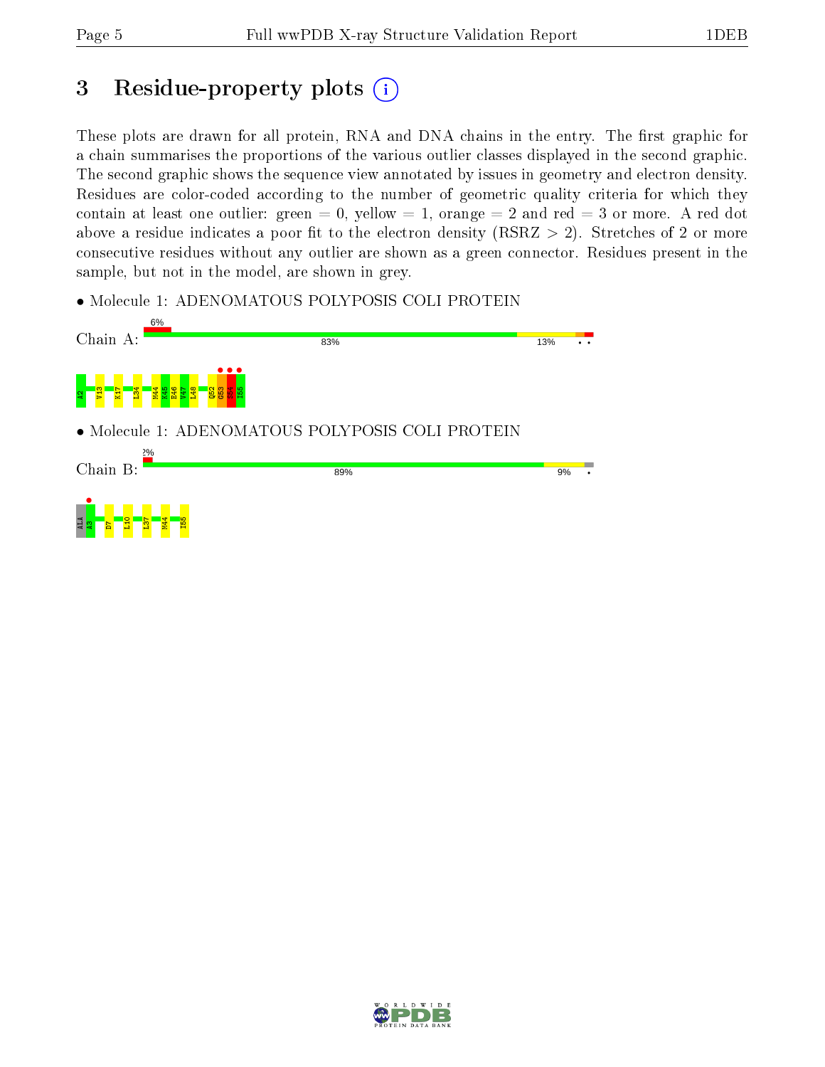# 3 Residue-property plots

These plots are drawn for all protein, RNA and DNA chains in the entry. The first graphic for a chain summarises the proportions of the various outlier classes displayed in the second graphic. The second graphic shows the sequence view annotated by issues in geometry and electron density. Residues are color-coded according to the number of geometric quality criteria for which they contain at least one outlier: green = 0, yellow = 1, orange = 2 and red = 3 or more. A red dot above a residue indicates a poor fit to the electron density (RSRZ > 2). Stretches of 2 or more consecutive residues without any outlier are shown as a green connector. Residues present in the sample, but not in the model, are shown in grey.

- Molecule 1: ADENOMATOUS POLYPOSIS COLI PROTEIN

Chain A: 6% | 83% | 13% | • •

A2 V13 K17 L34 M44 K45 E46 V47 L48 Q52 G53 S54 I55

- Molecule 1: ADENOMATOUS POLYPOSIS COLI PROTEIN

Chain B: 2% | 89% | 9% | •

ALA A3 D7 L10 L37 M44 I55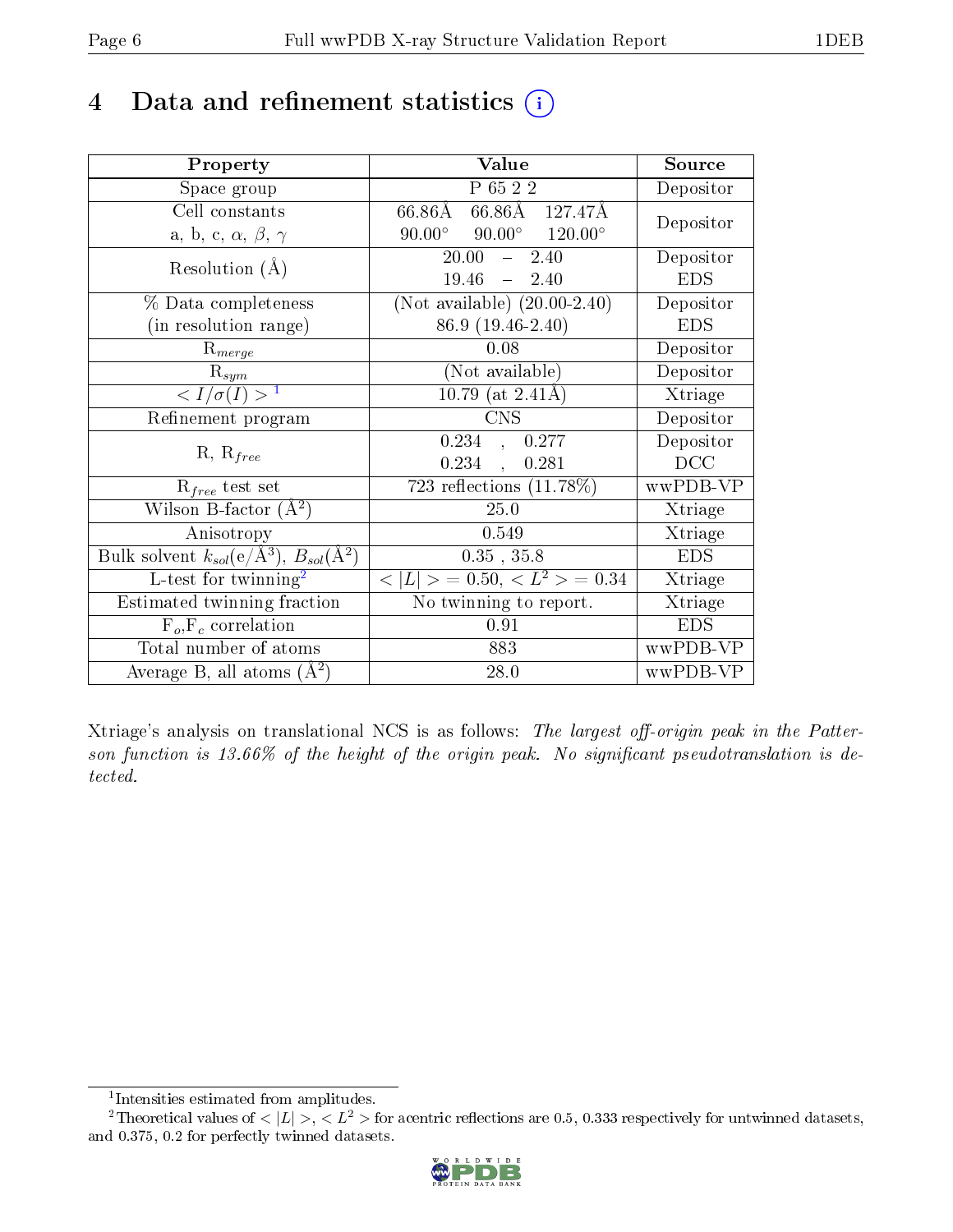# 4 Data and refinement statistics (i)

| Property | Value | Source |
|---|---|---|
| Space group | P 65 2 2 | Depositor |
| Cell constants<br>a, b, c, $\alpha$, $\beta$, $\gamma$ | 66.86Å 66.86Å 127.47Å<br>90.00° 90.00° 120.00° | Depositor |
| Resolution (Å) | 20.00 – 2.40<br>19.46 – 2.40 | Depositor<br>EDS |
| % Data completeness<br>(in resolution range) | (Not available) (20.00-2.40)<br>86.9 (19.46-2.40) | Depositor<br>EDS |
| $R_{merge}$ | 0.08 | Depositor |
| $R_{sym}$ | (Not available) | Depositor |
| $< I/\sigma(I) >$ [1] | 10.79 (at 2.41Å) | Xtriage |
| Refinement program | CNS | Depositor |
| R, $R_{free}$ | 0.234 , 0.277<br>0.234 , 0.281 | Depositor<br>DCC |
| $R_{free}$ test set | 723 reflections (11.78%) | wwPDB-VP |
| Wilson B-factor (Å$^2$) | 25.0 | Xtriage |
| Anisotropy | 0.549 | Xtriage |
| Bulk solvent $k_{sol}$(e/Å$^3$), $B_{sol}$(Å$^2$) | 0.35 , 35.8 | EDS |
| L-test for twinning[2] | $< \|L\| >$ = 0.50, $< L^2 >$ = 0.34 | Xtriage |
| Estimated twinning fraction | No twinning to report. | Xtriage |
| $F_o$,$F_c$ correlation | 0.91 | EDS |
| Total number of atoms | 883 | wwPDB-VP |
| Average B, all atoms (Å$^2$) | 28.0 | wwPDB-VP |

Xtriage's analysis on translational NCS is as follows: *The largest off-origin peak in the Patterson function is 13.66% of the height of the origin peak. No significant pseudotranslation is detected.*

[1] Intensities estimated from amplitudes.

[2] Theoretical values of $< |L| >$, $< L^2 >$ for acentric reflections are 0.5, 0.333 respectively for untwinned datasets, and 0.375, 0.2 for perfectly twinned datasets.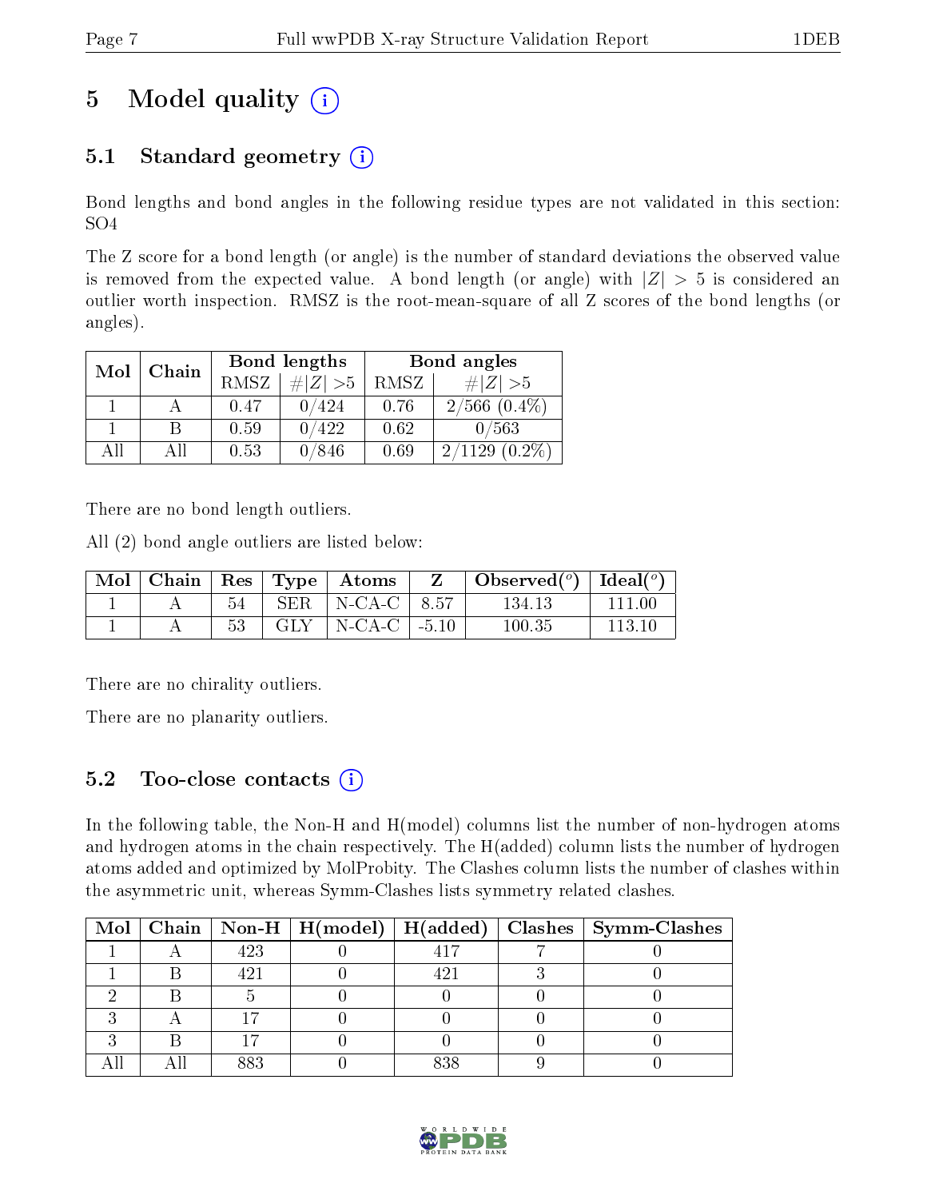# 5 Model quality (i)

## 5.1 Standard geometry (i)

Bond lengths and bond angles in the following residue types are not validated in this section: SO4

The Z score for a bond length (or angle) is the number of standard deviations the observed value is removed from the expected value. A bond length (or angle) with $|Z| > 5$ is considered an outlier worth inspection. RMSZ is the root-mean-square of all Z scores of the bond lengths (or angles).

| Mol | Chain | Bond lengths | | Bond angles | |
|---|---|---|---|---|---|
| | | RMSZ | $\#|Z|>5$ | RMSZ | $\#|Z|>5$ |
| 1 | A | 0.47 | 0/424 | 0.76 | 2/566 (0.4%) |
| 1 | B | 0.59 | 0/422 | 0.62 | 0/563 |
| All | All | 0.53 | 0/846 | 0.69 | 2/1129 (0.2%) |

There are no bond length outliers.

All (2) bond angle outliers are listed below:

| Mol | Chain | Res | Type | Atoms | Z | Observed($^o$) | Ideal($^o$) |
|---|---|---|---|---|---|---|---|
| 1 | A | 54 | SER | N-CA-C | 8.57 | 134.13 | 111.00 |
| 1 | A | 53 | GLY | N-CA-C | -5.10 | 100.35 | 113.10 |

There are no chirality outliers.

There are no planarity outliers.

## 5.2 Too-close contacts (i)

In the following table, the Non-H and H(model) columns list the number of non-hydrogen atoms and hydrogen atoms in the chain respectively. The H(added) column lists the number of hydrogen atoms added and optimized by MolProbity. The Clashes column lists the number of clashes within the asymmetric unit, whereas Symm-Clashes lists symmetry related clashes.

| Mol | Chain | Non-H | H(model) | H(added) | Clashes | Symm-Clashes |
|---|---|---|---|---|---|---|
| 1 | A | 423 | 0 | 417 | 7 | 0 |
| 1 | B | 421 | 0 | 421 | 3 | 0 |
| 2 | B | 5 | 0 | 0 | 0 | 0 |
| 3 | A | 17 | 0 | 0 | 0 | 0 |
| 3 | B | 17 | 0 | 0 | 0 | 0 |
| All | All | 883 | 0 | 838 | 9 | 0 |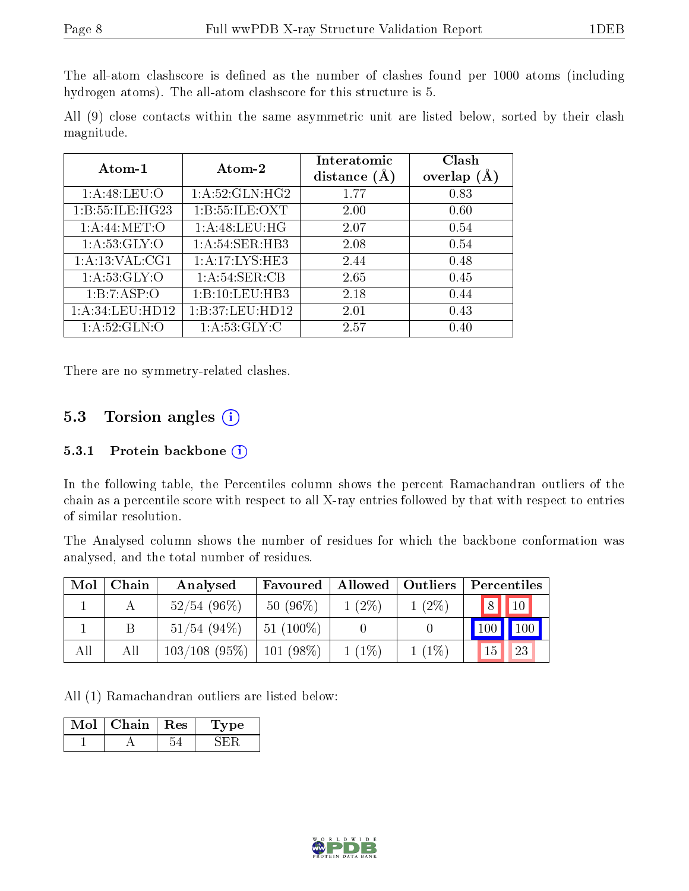The all-atom clashscore is defined as the number of clashes found per 1000 atoms (including hydrogen atoms). The all-atom clashscore for this structure is 5.

All (9) close contacts within the same asymmetric unit are listed below, sorted by their clash magnitude.

| Atom-1 | Atom-2 | Interatomic distance (Å) | Clash overlap (Å) |
|---|---|---|---|
| 1:A:48:LEU:O | 1:A:52:GLN:HG2 | 1.77 | 0.83 |
| 1:B:55:ILE:HG23 | 1:B:55:ILE:OXT | 2.00 | 0.60 |
| 1:A:44:MET:O | 1:A:48:LEU:HG | 2.07 | 0.54 |
| 1:A:53:GLY:O | 1:A:54:SER:HB3 | 2.08 | 0.54 |
| 1:A:13:VAL:CG1 | 1:A:17:LYS:HE3 | 2.44 | 0.48 |
| 1:A:53:GLY:O | 1:A:54:SER:CB | 2.65 | 0.45 |
| 1:B:7:ASP:O | 1:B:10:LEU:HB3 | 2.18 | 0.44 |
| 1:A:34:LEU:HD12 | 1:B:37:LEU:HD12 | 2.01 | 0.43 |
| 1:A:52:GLN:O | 1:A:53:GLY:C | 2.57 | 0.40 |

There are no symmetry-related clashes.

## 5.3 Torsion angles

### 5.3.1 Protein backbone

In the following table, the Percentiles column shows the percent Ramachandran outliers of the chain as a percentile score with respect to all X-ray entries followed by that with respect to entries of similar resolution.

The Analysed column shows the number of residues for which the backbone conformation was analysed, and the total number of residues.

| Mol | Chain | Analysed | Favoured | Allowed | Outliers | Percentiles | |
|---|---|---|---|---|---|---|---|
| 1 | A | 52/54 (96%) | 50 (96%) | 1 (2%) | 1 (2%) | 8 | 10 |
| 1 | B | 51/54 (94%) | 51 (100%) | 0 | 0 | 100 | 100 |
| All | All | 103/108 (95%) | 101 (98%) | 1 (1%) | 1 (1%) | 15 | 23 |

All (1) Ramachandran outliers are listed below:

| Mol | Chain | Res | Type |
|---|---|---|---|
| 1 | A | 54 | SER |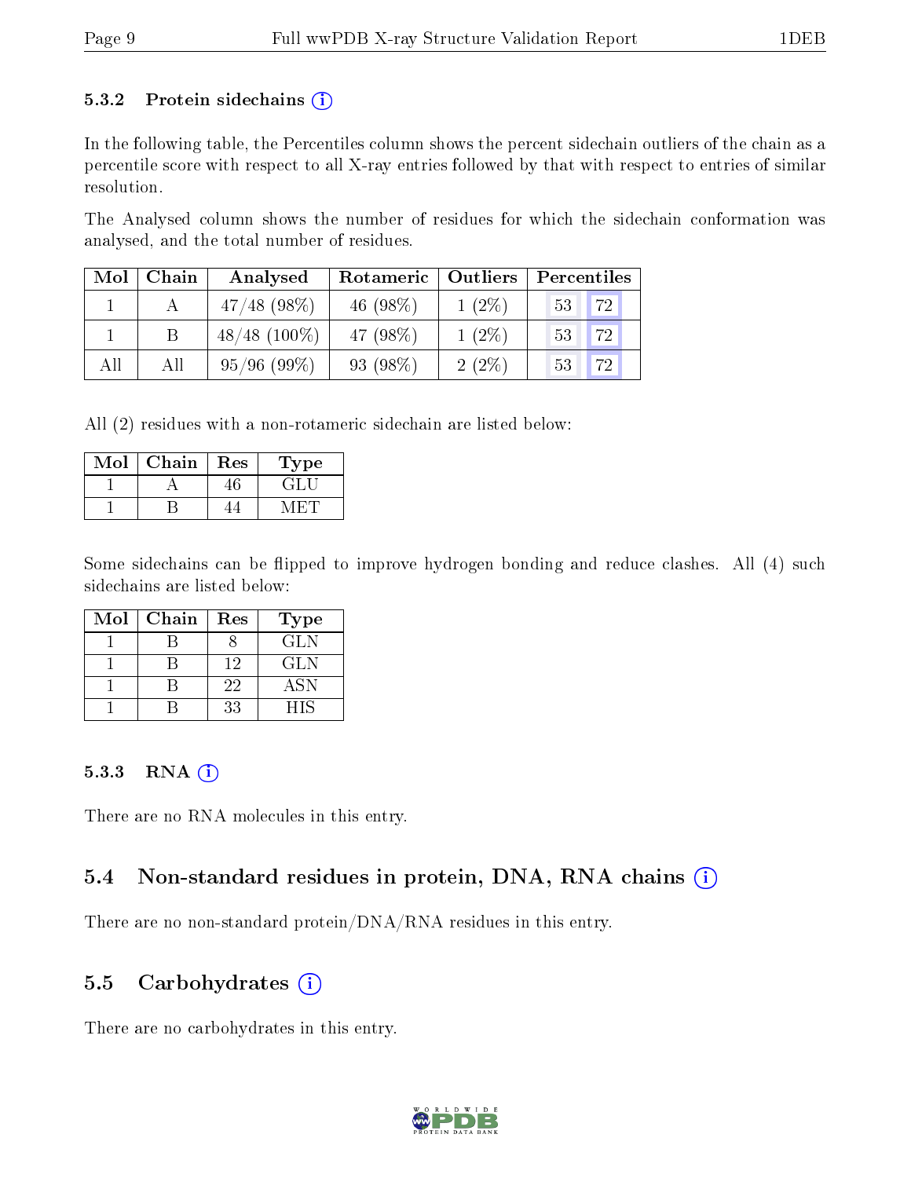### 5.3.2 Protein sidechains (i)

In the following table, the Percentiles column shows the percent sidechain outliers of the chain as a percentile score with respect to all X-ray entries followed by that with respect to entries of similar resolution.

The Analysed column shows the number of residues for which the sidechain conformation was analysed, and the total number of residues.

| Mol | Chain | Analysed | Rotameric | Outliers | Percentiles | |
|---|---|---|---|---|---|---|
| 1 | A | 47/48 (98%) | 46 (98%) | 1 (2%) | 53 | 72 |
| 1 | B | 48/48 (100%) | 47 (98%) | 1 (2%) | 53 | 72 |
| All | All | 95/96 (99%) | 93 (98%) | 2 (2%) | 53 | 72 |

All (2) residues with a non-rotameric sidechain are listed below:

| Mol | Chain | Res | Type |
|---|---|---|---|
| 1 | A | 46 | GLU |
| 1 | B | 44 | MET |

Some sidechains can be flipped to improve hydrogen bonding and reduce clashes. All (4) such sidechains are listed below:

| Mol | Chain | Res | Type |
|---|---|---|---|
| 1 | B | 8 | GLN |
| 1 | B | 12 | GLN |
| 1 | B | 22 | ASN |
| 1 | B | 33 | HIS |

### 5.3.3 RNA (i)

There are no RNA molecules in this entry.

## 5.4 Non-standard residues in protein, DNA, RNA chains (i)

There are no non-standard protein/DNA/RNA residues in this entry.

## 5.5 Carbohydrates (i)

There are no carbohydrates in this entry.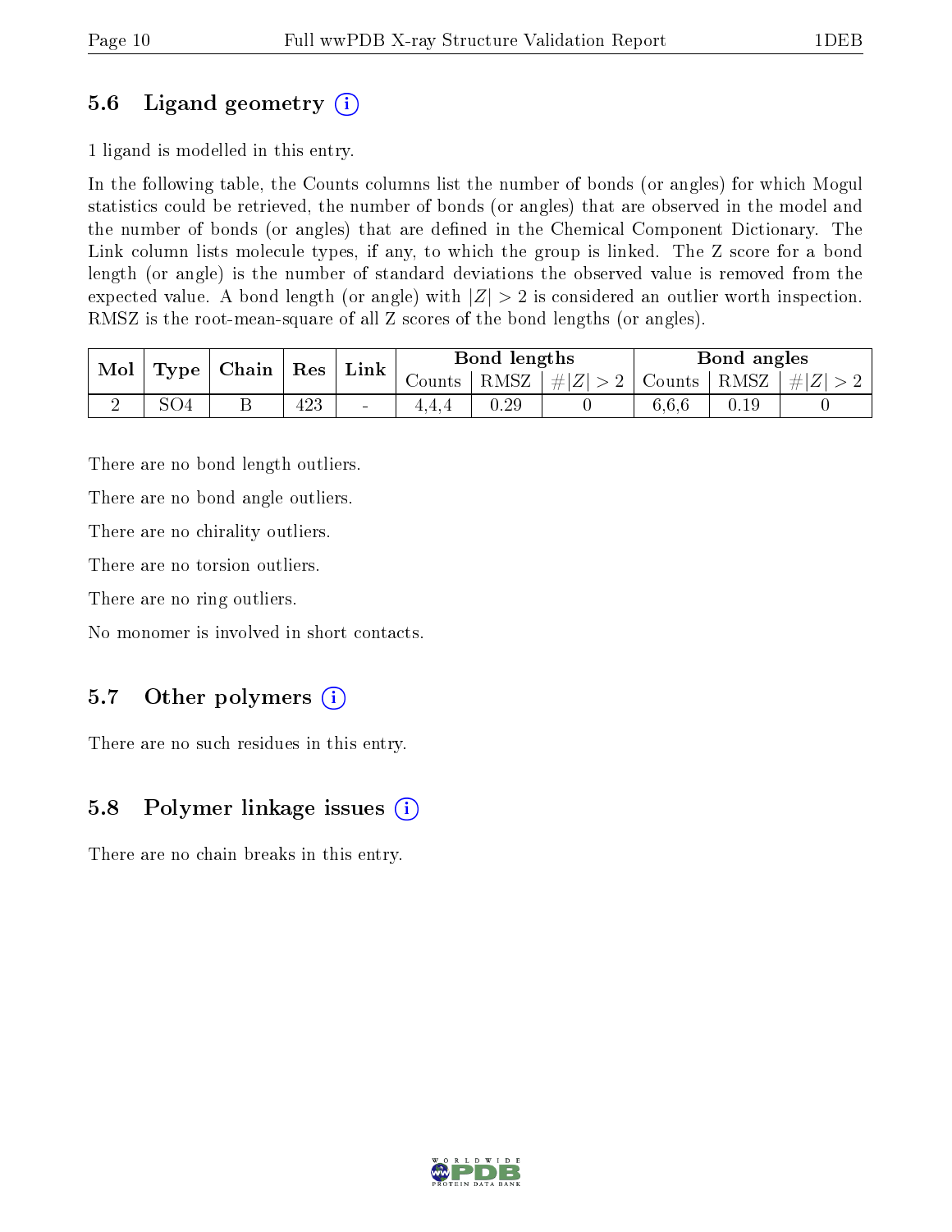## 5.6 Ligand geometry (i)

1 ligand is modelled in this entry.

In the following table, the Counts columns list the number of bonds (or angles) for which Mogul statistics could be retrieved, the number of bonds (or angles) that are observed in the model and the number of bonds (or angles) that are defined in the Chemical Component Dictionary. The Link column lists molecule types, if any, to which the group is linked. The Z score for a bond length (or angle) is the number of standard deviations the observed value is removed from the expected value. A bond length (or angle) with $|Z| > 2$ is considered an outlier worth inspection. RMSZ is the root-mean-square of all Z scores of the bond lengths (or angles).

| Mol | Type | Chain | Res | Link | Bond lengths | | | Bond angles | | |
|---|---|---|---|---|---|---|---|---|---|---|
| | | | | | Counts | RMSZ | $\#\|Z\| > 2$ | Counts | RMSZ | $\#\|Z\| > 2$ |
| 2 | SO4 | B | 423 | - | 4,4,4 | 0.29 | 0 | 6,6,6 | 0.19 | 0 |

There are no bond length outliers.

There are no bond angle outliers.

There are no chirality outliers.

There are no torsion outliers.

There are no ring outliers.

No monomer is involved in short contacts.

## 5.7 Other polymers (i)

There are no such residues in this entry.

## 5.8 Polymer linkage issues (i)

There are no chain breaks in this entry.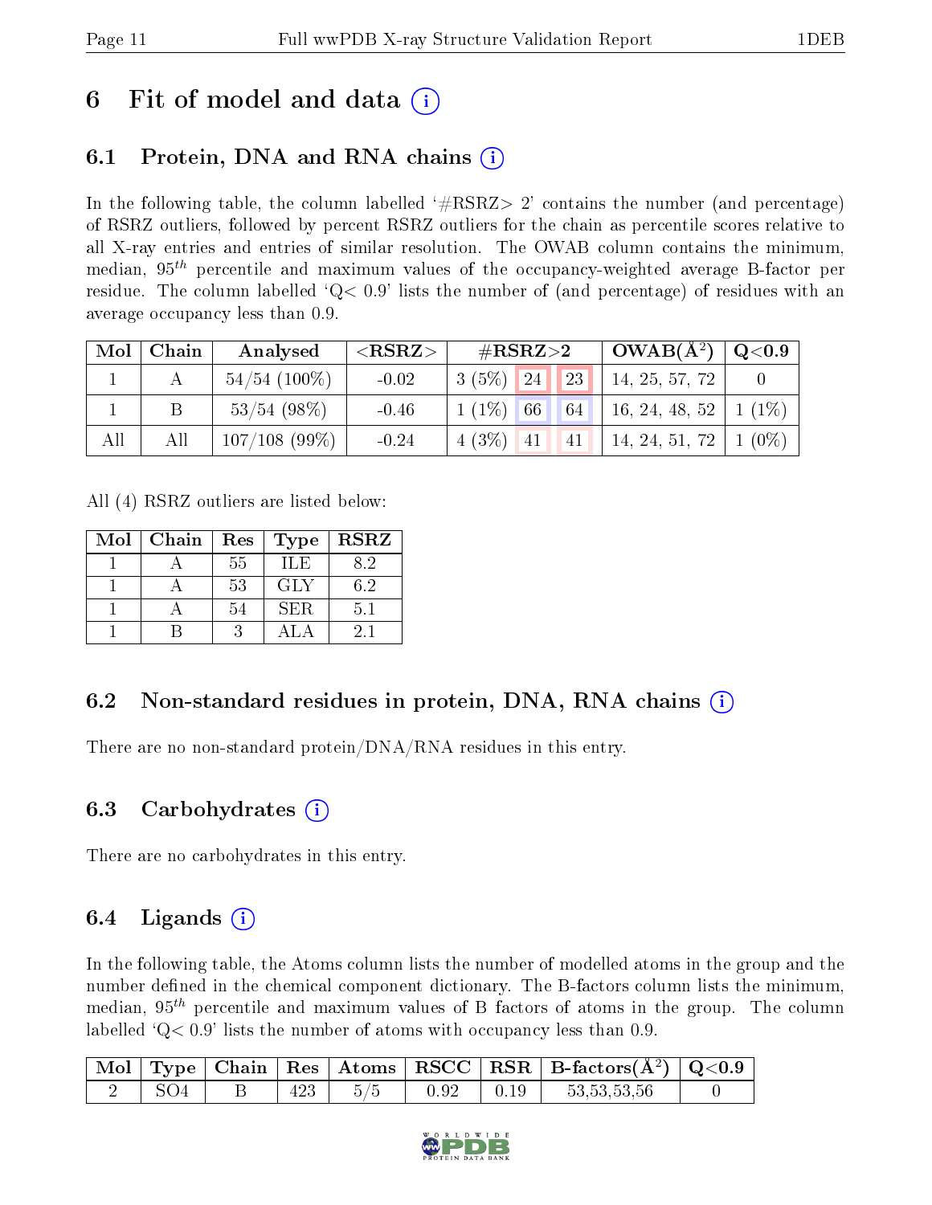# 6 Fit of model and data

## 6.1 Protein, DNA and RNA chains

In the following table, the column labelled '#RSRZ> 2' contains the number (and percentage) of RSRZ outliers, followed by percent RSRZ outliers for the chain as percentile scores relative to all X-ray entries and entries of similar resolution. The OWAB column contains the minimum, median, $95^{th}$ percentile and maximum values of the occupancy-weighted average B-factor per residue. The column labelled 'Q< 0.9' lists the number of (and percentage) of residues with an average occupancy less than 0.9.

| Mol | Chain | Analysed | <RSRZ> | #RSRZ>2 | | | OWAB(Å$^2$) | Q<0.9 |
|---|---|---|---|---|---|---|---|---|
| 1 | A | 54/54 (100%) | -0.02 | 3 (5%) | 24 | 23 | 14, 25, 57, 72 | 0 |
| 1 | B | 53/54 (98%) | -0.46 | 1 (1%) | 66 | 64 | 16, 24, 48, 52 | 1 (1%) |
| All | All | 107/108 (99%) | -0.24 | 4 (3%) | 41 | 41 | 14, 24, 51, 72 | 1 (0%) |

All (4) RSRZ outliers are listed below:

| Mol | Chain | Res | Type | RSRZ |
|---|---|---|---|---|
| 1 | A | 55 | ILE | 8.2 |
| 1 | A | 53 | GLY | 6.2 |
| 1 | A | 54 | SER | 5.1 |
| 1 | B | 3 | ALA | 2.1 |

## 6.2 Non-standard residues in protein, DNA, RNA chains

There are no non-standard protein/DNA/RNA residues in this entry.

## 6.3 Carbohydrates

There are no carbohydrates in this entry.

## 6.4 Ligands

In the following table, the Atoms column lists the number of modelled atoms in the group and the number defined in the chemical component dictionary. The B-factors column lists the minimum, median, $95^{th}$ percentile and maximum values of B factors of atoms in the group. The column labelled 'Q< 0.9' lists the number of atoms with occupancy less than 0.9.

| Mol | Type | Chain | Res | Atoms | RSCC | RSR | B-factors(Å$^2$) | Q<0.9 |
|---|---|---|---|---|---|---|---|---|
| 2 | SO4 | B | 423 | 5/5 | 0.92 | 0.19 | 53,53,53,56 | 0 |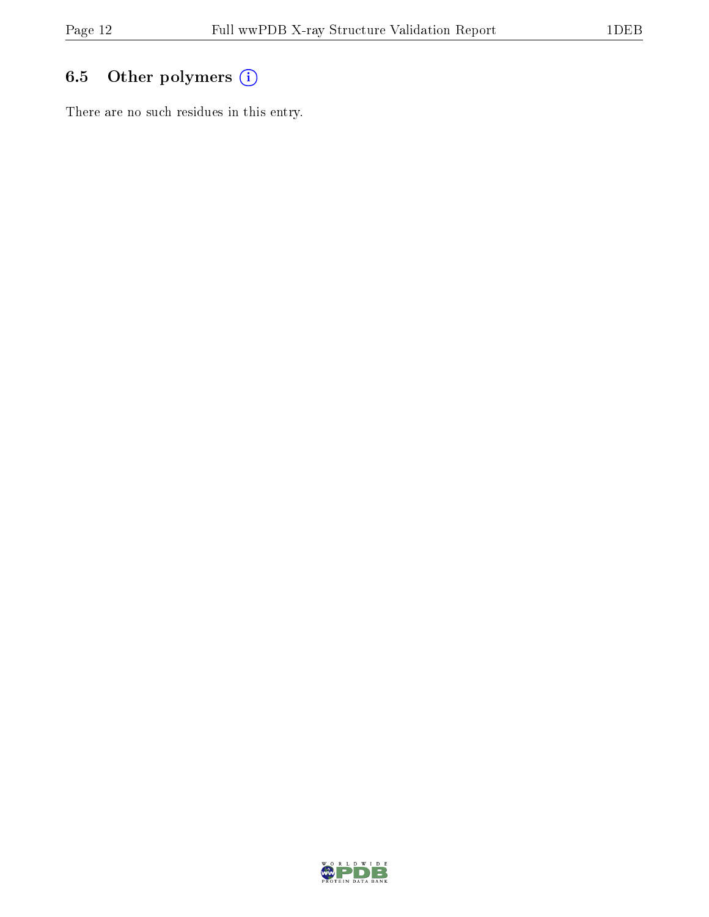### 6.5 Other polymers

There are no such residues in this entry.